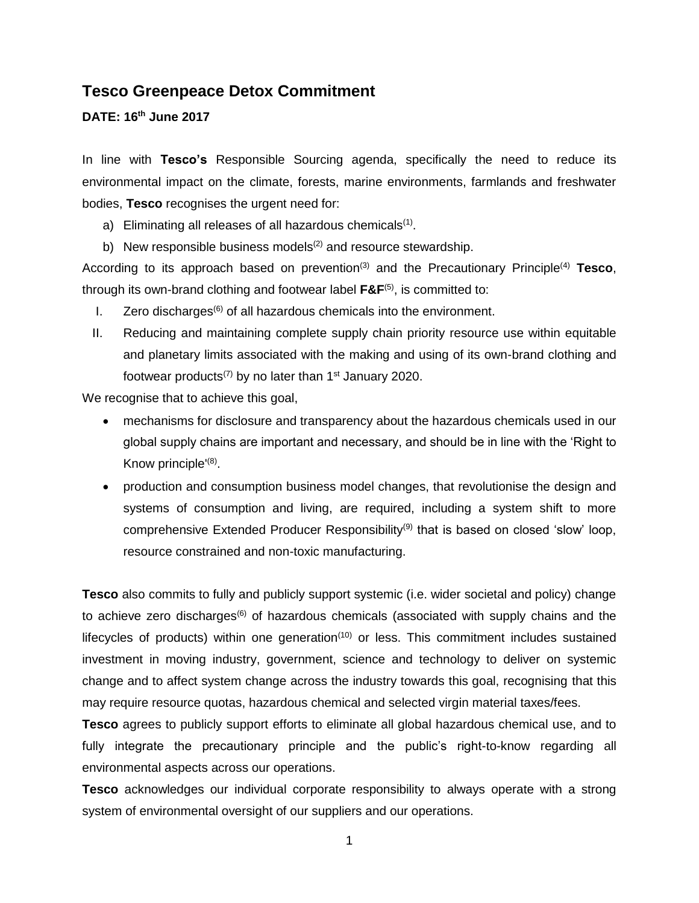# Tesco Greenpeace Detox Commitment

**DATE: 16th June 2017**

In line with **Tesco's** Responsible Sourcing agenda, specifically the need to reduce its environmental impact on the climate, forests, marine environments, farmlands and freshwater bodies, **Tesco** recognises the urgent need for:

a) Eliminating all releases of all hazardous chemicals[(1)].
b) New responsible business models[(2)] and resource stewardship.

According to its approach based on prevention[(3)] and the Precautionary Principle[(4)] **Tesco**, through its own-brand clothing and footwear label **F&F**[(5)], is committed to:

I. Zero discharges[(6)] of all hazardous chemicals into the environment.
II. Reducing and maintaining complete supply chain priority resource use within equitable and planetary limits associated with the making and using of its own-brand clothing and footwear products[(7)] by no later than 1st January 2020.

We recognise that to achieve this goal,

- mechanisms for disclosure and transparency about the hazardous chemicals used in our global supply chains are important and necessary, and should be in line with the 'Right to Know principle'[(8)].
- production and consumption business model changes, that revolutionise the design and systems of consumption and living, are required, including a system shift to more comprehensive Extended Producer Responsibility[(9)] that is based on closed 'slow' loop, resource constrained and non-toxic manufacturing.

**Tesco** also commits to fully and publicly support systemic (i.e. wider societal and policy) change to achieve zero discharges[(6)] of hazardous chemicals (associated with supply chains and the lifecycles of products) within one generation[(10)] or less. This commitment includes sustained investment in moving industry, government, science and technology to deliver on systemic change and to affect system change across the industry towards this goal, recognising that this may require resource quotas, hazardous chemical and selected virgin material taxes/fees.

**Tesco** agrees to publicly support efforts to eliminate all global hazardous chemical use, and to fully integrate the precautionary principle and the public's right-to-know regarding all environmental aspects across our operations.

**Tesco** acknowledges our individual corporate responsibility to always operate with a strong system of environmental oversight of our suppliers and our operations.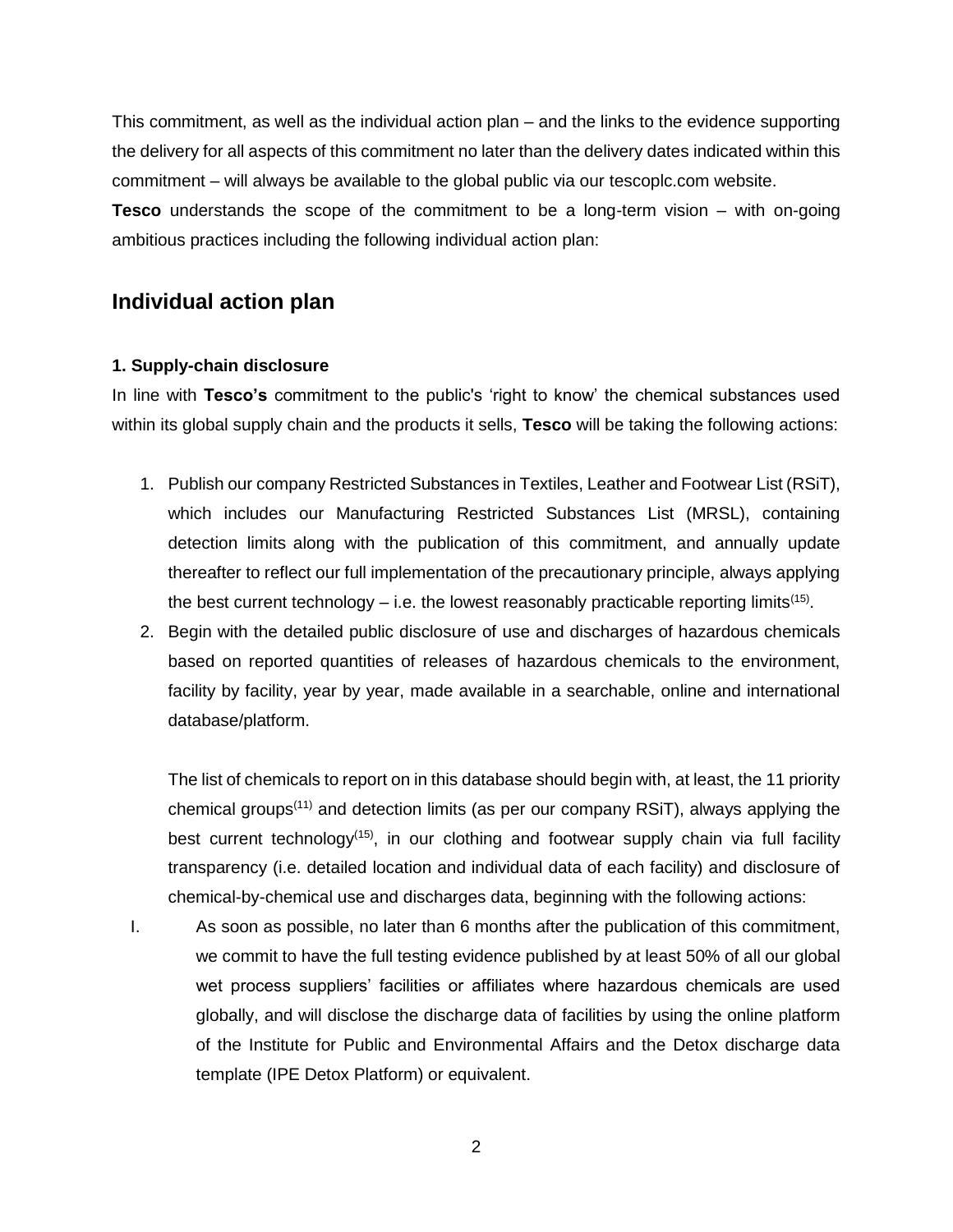This commitment, as well as the individual action plan – and the links to the evidence supporting the delivery for all aspects of this commitment no later than the delivery dates indicated within this commitment – will always be available to the global public via our tescoplc.com website.

**Tesco** understands the scope of the commitment to be a long-term vision – with on-going ambitious practices including the following individual action plan:

## Individual action plan

### 1. Supply-chain disclosure

In line with **Tesco's** commitment to the public's 'right to know' the chemical substances used within its global supply chain and the products it sells, **Tesco** will be taking the following actions:

1. Publish our company Restricted Substances in Textiles, Leather and Footwear List (RSiT), which includes our Manufacturing Restricted Substances List (MRSL), containing detection limits along with the publication of this commitment, and annually update thereafter to reflect our full implementation of the precautionary principle, always applying the best current technology – i.e. the lowest reasonably practicable reporting limits[15].
2. Begin with the detailed public disclosure of use and discharges of hazardous chemicals based on reported quantities of releases of hazardous chemicals to the environment, facility by facility, year by year, made available in a searchable, online and international database/platform.

   The list of chemicals to report on in this database should begin with, at least, the 11 priority chemical groups[11] and detection limits (as per our company RSiT), always applying the best current technology[15], in our clothing and footwear supply chain via full facility transparency (i.e. detailed location and individual data of each facility) and disclosure of chemical-by-chemical use and discharges data, beginning with the following actions:

   I. As soon as possible, no later than 6 months after the publication of this commitment, we commit to have the full testing evidence published by at least 50% of all our global wet process suppliers' facilities or affiliates where hazardous chemicals are used globally, and will disclose the discharge data of facilities by using the online platform of the Institute for Public and Environmental Affairs and the Detox discharge data template (IPE Detox Platform) or equivalent.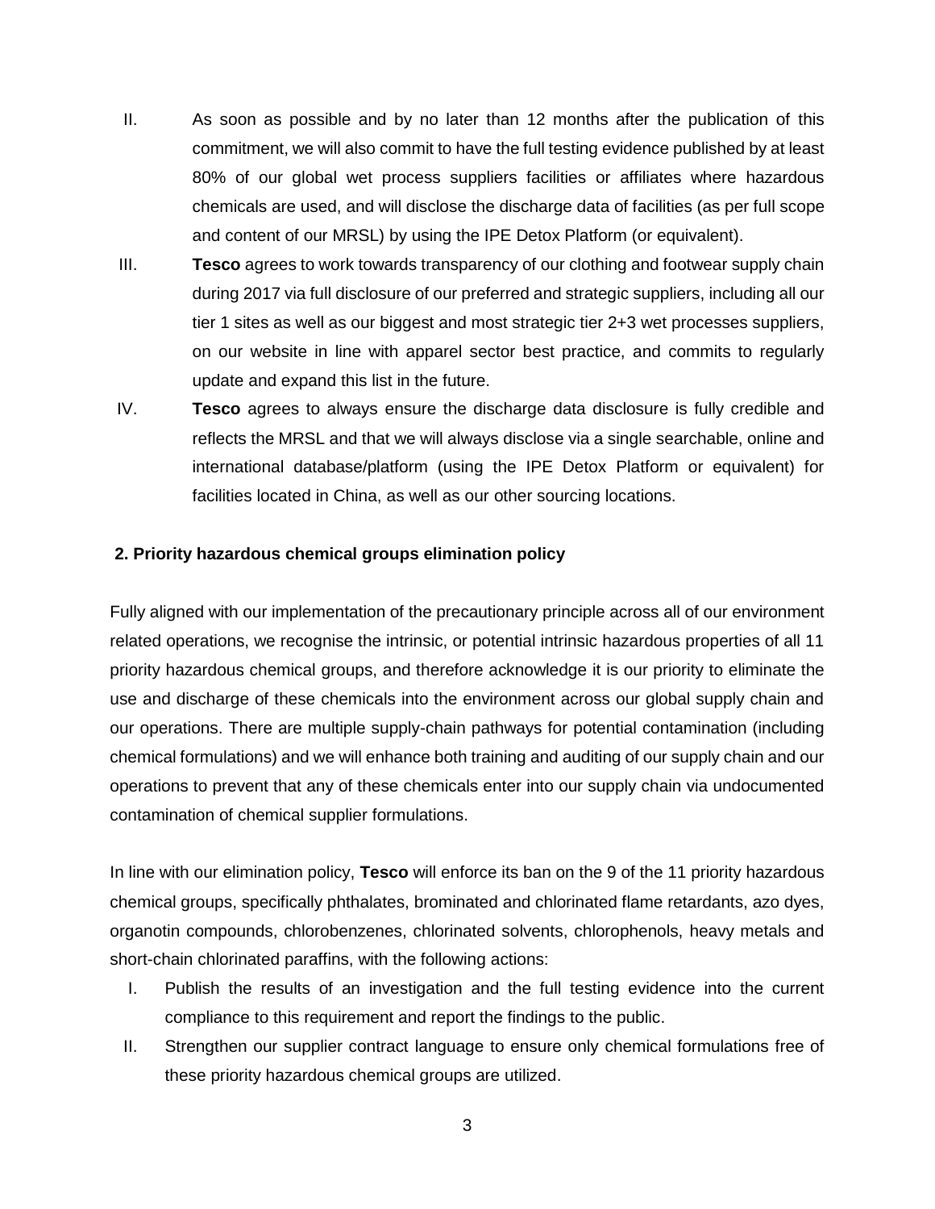II. As soon as possible and by no later than 12 months after the publication of this commitment, we will also commit to have the full testing evidence published by at least 80% of our global wet process suppliers facilities or affiliates where hazardous chemicals are used, and will disclose the discharge data of facilities (as per full scope and content of our MRSL) by using the IPE Detox Platform (or equivalent).

III. **Tesco** agrees to work towards transparency of our clothing and footwear supply chain during 2017 via full disclosure of our preferred and strategic suppliers, including all our tier 1 sites as well as our biggest and most strategic tier 2+3 wet processes suppliers, on our website in line with apparel sector best practice, and commits to regularly update and expand this list in the future.

IV. **Tesco** agrees to always ensure the discharge data disclosure is fully credible and reflects the MRSL and that we will always disclose via a single searchable, online and international database/platform (using the IPE Detox Platform or equivalent) for facilities located in China, as well as our other sourcing locations.

## 2. Priority hazardous chemical groups elimination policy

Fully aligned with our implementation of the precautionary principle across all of our environment related operations, we recognise the intrinsic, or potential intrinsic hazardous properties of all 11 priority hazardous chemical groups, and therefore acknowledge it is our priority to eliminate the use and discharge of these chemicals into the environment across our global supply chain and our operations. There are multiple supply-chain pathways for potential contamination (including chemical formulations) and we will enhance both training and auditing of our supply chain and our operations to prevent that any of these chemicals enter into our supply chain via undocumented contamination of chemical supplier formulations.

In line with our elimination policy, **Tesco** will enforce its ban on the 9 of the 11 priority hazardous chemical groups, specifically phthalates, brominated and chlorinated flame retardants, azo dyes, organotin compounds, chlorobenzenes, chlorinated solvents, chlorophenols, heavy metals and short-chain chlorinated paraffins, with the following actions:

I. Publish the results of an investigation and the full testing evidence into the current compliance to this requirement and report the findings to the public.

II. Strengthen our supplier contract language to ensure only chemical formulations free of these priority hazardous chemical groups are utilized.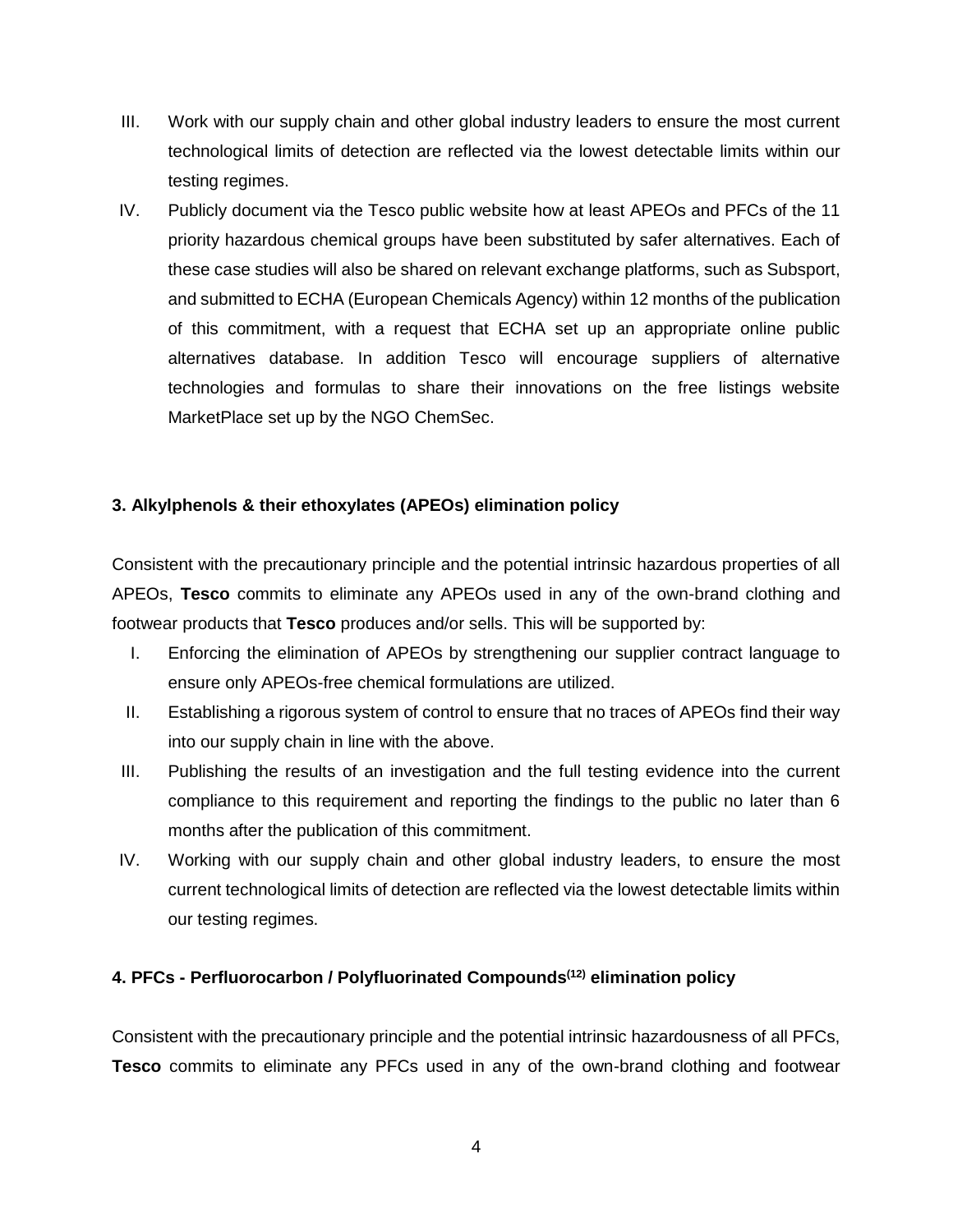III. Work with our supply chain and other global industry leaders to ensure the most current technological limits of detection are reflected via the lowest detectable limits within our testing regimes.

IV. Publicly document via the Tesco public website how at least APEOs and PFCs of the 11 priority hazardous chemical groups have been substituted by safer alternatives. Each of these case studies will also be shared on relevant exchange platforms, such as Subsport, and submitted to ECHA (European Chemicals Agency) within 12 months of the publication of this commitment, with a request that ECHA set up an appropriate online public alternatives database. In addition Tesco will encourage suppliers of alternative technologies and formulas to share their innovations on the free listings website MarketPlace set up by the NGO ChemSec.

#### 3. Alkylphenols & their ethoxylates (APEOs) elimination policy

Consistent with the precautionary principle and the potential intrinsic hazardous properties of all APEOs, **Tesco** commits to eliminate any APEOs used in any of the own-brand clothing and footwear products that **Tesco** produces and/or sells. This will be supported by:

I. Enforcing the elimination of APEOs by strengthening our supplier contract language to ensure only APEOs-free chemical formulations are utilized.

II. Establishing a rigorous system of control to ensure that no traces of APEOs find their way into our supply chain in line with the above.

III. Publishing the results of an investigation and the full testing evidence into the current compliance to this requirement and reporting the findings to the public no later than 6 months after the publication of this commitment.

IV. Working with our supply chain and other global industry leaders, to ensure the most current technological limits of detection are reflected via the lowest detectable limits within our testing regimes.

#### 4. PFCs - Perfluorocarbon / Polyfluorinated Compounds[12] elimination policy

Consistent with the precautionary principle and the potential intrinsic hazardousness of all PFCs, **Tesco** commits to eliminate any PFCs used in any of the own-brand clothing and footwear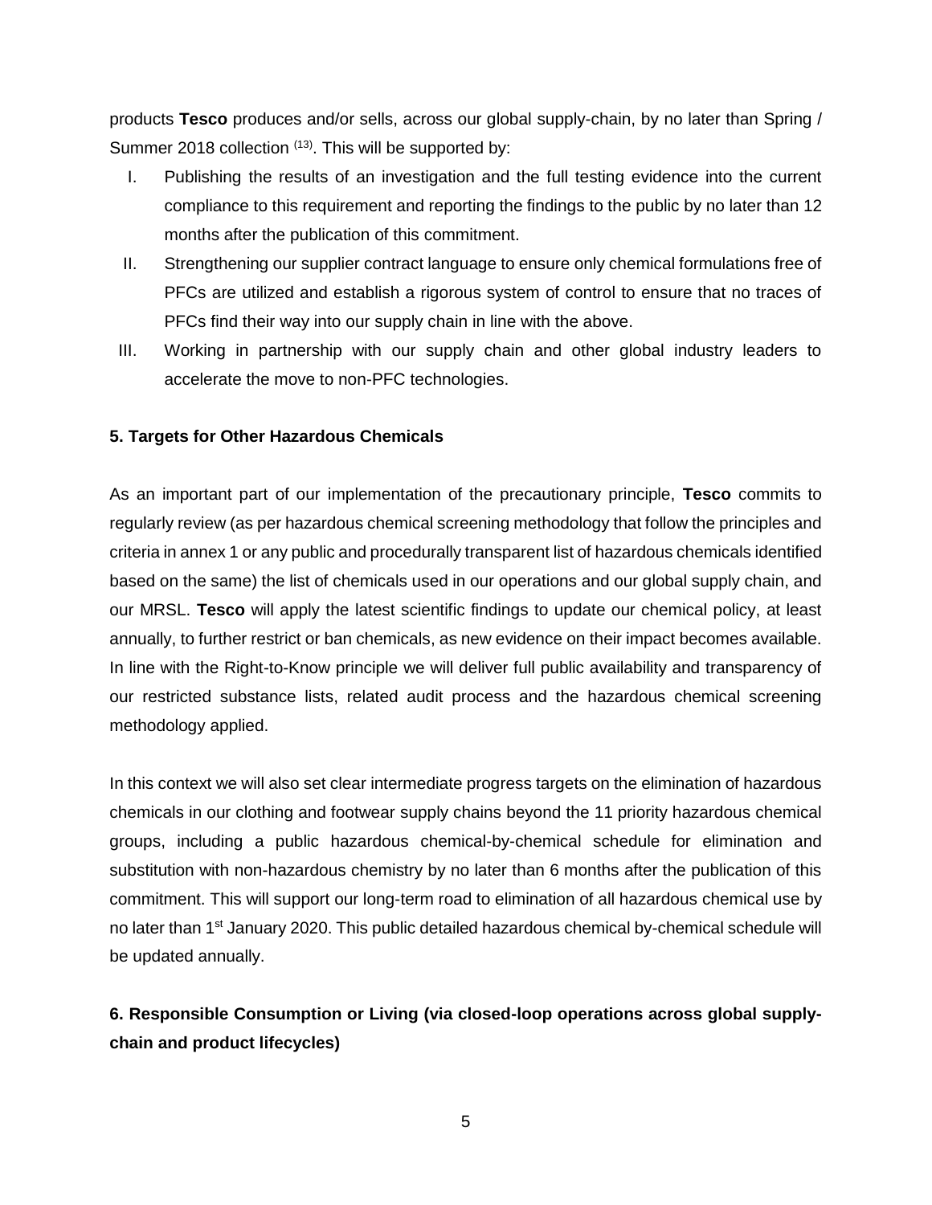products **Tesco** produces and/or sells, across our global supply-chain, by no later than Spring / Summer 2018 collection [13]. This will be supported by:

I. Publishing the results of an investigation and the full testing evidence into the current compliance to this requirement and reporting the findings to the public by no later than 12 months after the publication of this commitment.

II. Strengthening our supplier contract language to ensure only chemical formulations free of PFCs are utilized and establish a rigorous system of control to ensure that no traces of PFCs find their way into our supply chain in line with the above.

III. Working in partnership with our supply chain and other global industry leaders to accelerate the move to non-PFC technologies.

**5. Targets for Other Hazardous Chemicals**

As an important part of our implementation of the precautionary principle, **Tesco** commits to regularly review (as per hazardous chemical screening methodology that follow the principles and criteria in annex 1 or any public and procedurally transparent list of hazardous chemicals identified based on the same) the list of chemicals used in our operations and our global supply chain, and our MRSL. **Tesco** will apply the latest scientific findings to update our chemical policy, at least annually, to further restrict or ban chemicals, as new evidence on their impact becomes available. In line with the Right-to-Know principle we will deliver full public availability and transparency of our restricted substance lists, related audit process and the hazardous chemical screening methodology applied.

In this context we will also set clear intermediate progress targets on the elimination of hazardous chemicals in our clothing and footwear supply chains beyond the 11 priority hazardous chemical groups, including a public hazardous chemical-by-chemical schedule for elimination and substitution with non-hazardous chemistry by no later than 6 months after the publication of this commitment. This will support our long-term road to elimination of all hazardous chemical use by no later than 1st January 2020. This public detailed hazardous chemical by-chemical schedule will be updated annually.

**6. Responsible Consumption or Living (via closed-loop operations across global supply-chain and product lifecycles)**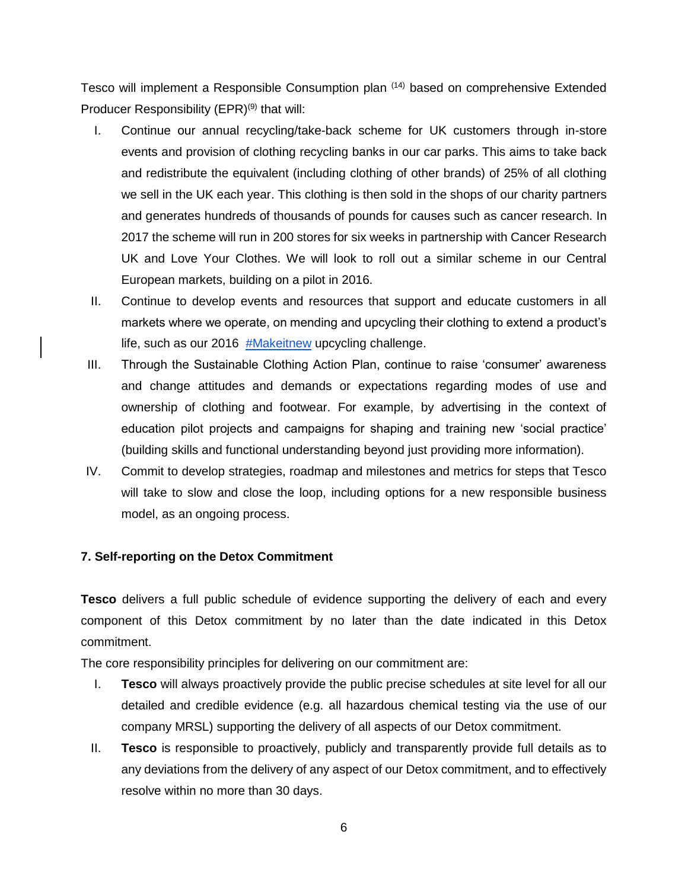Tesco will implement a Responsible Consumption plan [14] based on comprehensive Extended Producer Responsibility (EPR)[9] that will:

I. Continue our annual recycling/take-back scheme for UK customers through in-store events and provision of clothing recycling banks in our car parks. This aims to take back and redistribute the equivalent (including clothing of other brands) of 25% of all clothing we sell in the UK each year. This clothing is then sold in the shops of our charity partners and generates hundreds of thousands of pounds for causes such as cancer research. In 2017 the scheme will run in 200 stores for six weeks in partnership with Cancer Research UK and Love Your Clothes. We will look to roll out a similar scheme in our Central European markets, building on a pilot in 2016.

II. Continue to develop events and resources that support and educate customers in all markets where we operate, on mending and upcycling their clothing to extend a product's life, such as our 2016 #Makeitnew upcycling challenge.

III. Through the Sustainable Clothing Action Plan, continue to raise 'consumer' awareness and change attitudes and demands or expectations regarding modes of use and ownership of clothing and footwear. For example, by advertising in the context of education pilot projects and campaigns for shaping and training new 'social practice' (building skills and functional understanding beyond just providing more information).

IV. Commit to develop strategies, roadmap and milestones and metrics for steps that Tesco will take to slow and close the loop, including options for a new responsible business model, as an ongoing process.

**7. Self-reporting on the Detox Commitment**

**Tesco** delivers a full public schedule of evidence supporting the delivery of each and every component of this Detox commitment by no later than the date indicated in this Detox commitment.

The core responsibility principles for delivering on our commitment are:

I. **Tesco** will always proactively provide the public precise schedules at site level for all our detailed and credible evidence (e.g. all hazardous chemical testing via the use of our company MRSL) supporting the delivery of all aspects of our Detox commitment.

II. **Tesco** is responsible to proactively, publicly and transparently provide full details as to any deviations from the delivery of any aspect of our Detox commitment, and to effectively resolve within no more than 30 days.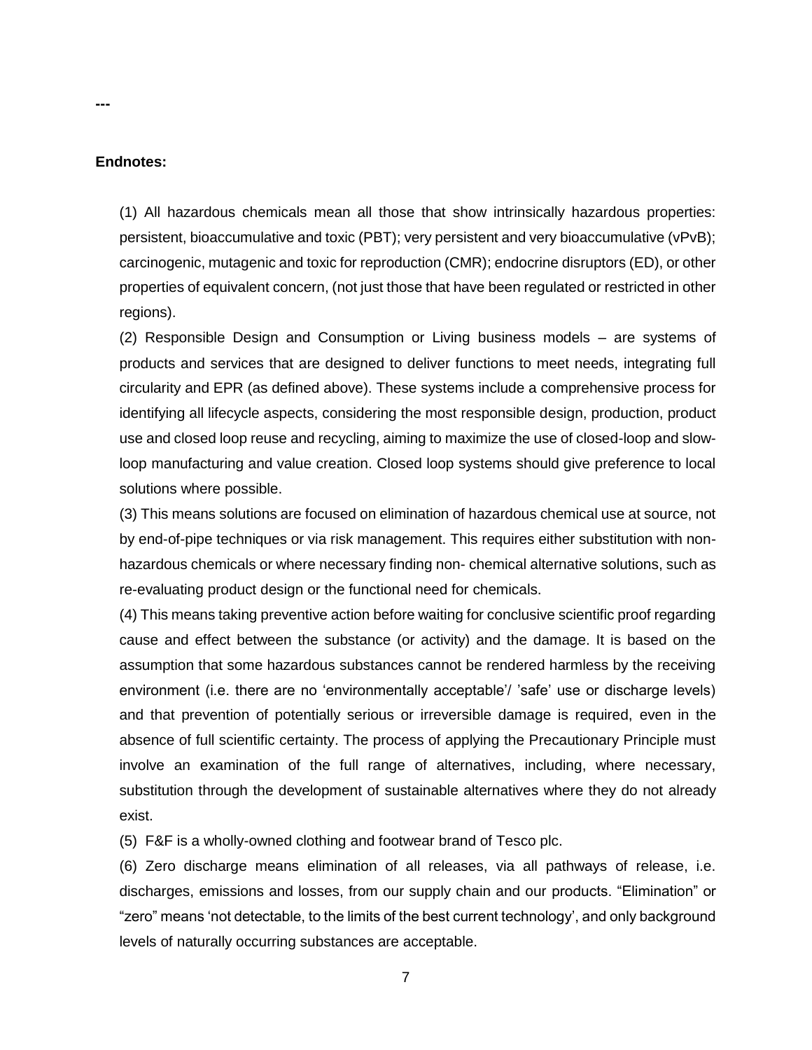---

**Endnotes:**

(1) All hazardous chemicals mean all those that show intrinsically hazardous properties: persistent, bioaccumulative and toxic (PBT); very persistent and very bioaccumulative (vPvB); carcinogenic, mutagenic and toxic for reproduction (CMR); endocrine disruptors (ED), or other properties of equivalent concern, (not just those that have been regulated or restricted in other regions).

(2) Responsible Design and Consumption or Living business models – are systems of products and services that are designed to deliver functions to meet needs, integrating full circularity and EPR (as defined above). These systems include a comprehensive process for identifying all lifecycle aspects, considering the most responsible design, production, product use and closed loop reuse and recycling, aiming to maximize the use of closed-loop and slow-loop manufacturing and value creation. Closed loop systems should give preference to local solutions where possible.

(3) This means solutions are focused on elimination of hazardous chemical use at source, not by end-of-pipe techniques or via risk management. This requires either substitution with non-hazardous chemicals or where necessary finding non- chemical alternative solutions, such as re-evaluating product design or the functional need for chemicals.

(4) This means taking preventive action before waiting for conclusive scientific proof regarding cause and effect between the substance (or activity) and the damage. It is based on the assumption that some hazardous substances cannot be rendered harmless by the receiving environment (i.e. there are no 'environmentally acceptable'/ 'safe' use or discharge levels) and that prevention of potentially serious or irreversible damage is required, even in the absence of full scientific certainty. The process of applying the Precautionary Principle must involve an examination of the full range of alternatives, including, where necessary, substitution through the development of sustainable alternatives where they do not already exist.

(5) F&F is a wholly-owned clothing and footwear brand of Tesco plc.

(6) Zero discharge means elimination of all releases, via all pathways of release, i.e. discharges, emissions and losses, from our supply chain and our products. "Elimination" or "zero" means 'not detectable, to the limits of the best current technology', and only background levels of naturally occurring substances are acceptable.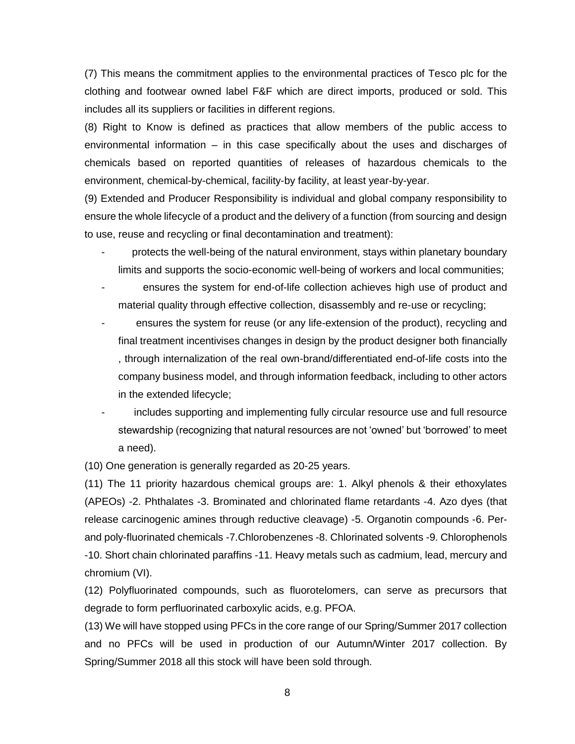(7) This means the commitment applies to the environmental practices of Tesco plc for the clothing and footwear owned label F&F which are direct imports, produced or sold. This includes all its suppliers or facilities in different regions.

(8) Right to Know is defined as practices that allow members of the public access to environmental information – in this case specifically about the uses and discharges of chemicals based on reported quantities of releases of hazardous chemicals to the environment, chemical-by-chemical, facility-by facility, at least year-by-year.

(9) Extended and Producer Responsibility is individual and global company responsibility to ensure the whole lifecycle of a product and the delivery of a function (from sourcing and design to use, reuse and recycling or final decontamination and treatment):

- protects the well-being of the natural environment, stays within planetary boundary limits and supports the socio-economic well-being of workers and local communities;
- ensures the system for end-of-life collection achieves high use of product and material quality through effective collection, disassembly and re-use or recycling;
- ensures the system for reuse (or any life-extension of the product), recycling and final treatment incentivises changes in design by the product designer both financially , through internalization of the real own-brand/differentiated end-of-life costs into the company business model, and through information feedback, including to other actors in the extended lifecycle;
- includes supporting and implementing fully circular resource use and full resource stewardship (recognizing that natural resources are not 'owned' but 'borrowed' to meet a need).

(10) One generation is generally regarded as 20-25 years.

(11) The 11 priority hazardous chemical groups are: 1. Alkyl phenols & their ethoxylates (APEOs) -2. Phthalates -3. Brominated and chlorinated flame retardants -4. Azo dyes (that release carcinogenic amines through reductive cleavage) -5. Organotin compounds -6. Per- and poly-fluorinated chemicals -7.Chlorobenzenes -8. Chlorinated solvents -9. Chlorophenols -10. Short chain chlorinated paraffins -11. Heavy metals such as cadmium, lead, mercury and chromium (VI).

(12) Polyfluorinated compounds, such as fluorotelomers, can serve as precursors that degrade to form perfluorinated carboxylic acids, e.g. PFOA.

(13) We will have stopped using PFCs in the core range of our Spring/Summer 2017 collection and no PFCs will be used in production of our Autumn/Winter 2017 collection. By Spring/Summer 2018 all this stock will have been sold through.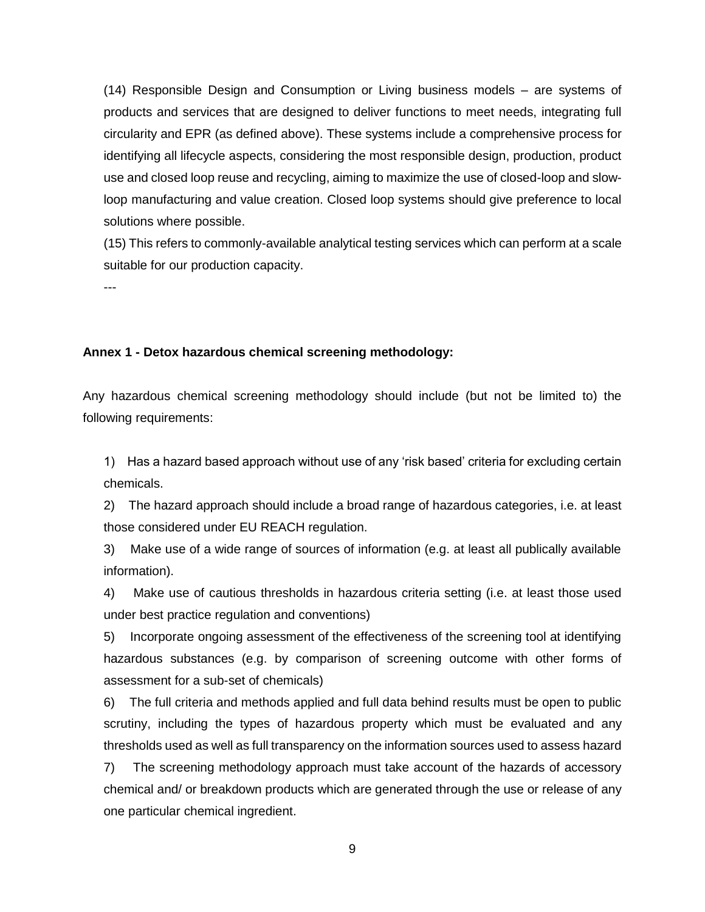(14) Responsible Design and Consumption or Living business models – are systems of products and services that are designed to deliver functions to meet needs, integrating full circularity and EPR (as defined above). These systems include a comprehensive process for identifying all lifecycle aspects, considering the most responsible design, production, product use and closed loop reuse and recycling, aiming to maximize the use of closed-loop and slow-loop manufacturing and value creation. Closed loop systems should give preference to local solutions where possible.

(15) This refers to commonly-available analytical testing services which can perform at a scale suitable for our production capacity.

---

**Annex 1 - Detox hazardous chemical screening methodology:**

Any hazardous chemical screening methodology should include (but not be limited to) the following requirements:

1) Has a hazard based approach without use of any 'risk based' criteria for excluding certain chemicals.

2) The hazard approach should include a broad range of hazardous categories, i.e. at least those considered under EU REACH regulation.

3) Make use of a wide range of sources of information (e.g. at least all publically available information).

4) Make use of cautious thresholds in hazardous criteria setting (i.e. at least those used under best practice regulation and conventions)

5) Incorporate ongoing assessment of the effectiveness of the screening tool at identifying hazardous substances (e.g. by comparison of screening outcome with other forms of assessment for a sub-set of chemicals)

6) The full criteria and methods applied and full data behind results must be open to public scrutiny, including the types of hazardous property which must be evaluated and any thresholds used as well as full transparency on the information sources used to assess hazard

7) The screening methodology approach must take account of the hazards of accessory chemical and/ or breakdown products which are generated through the use or release of any one particular chemical ingredient.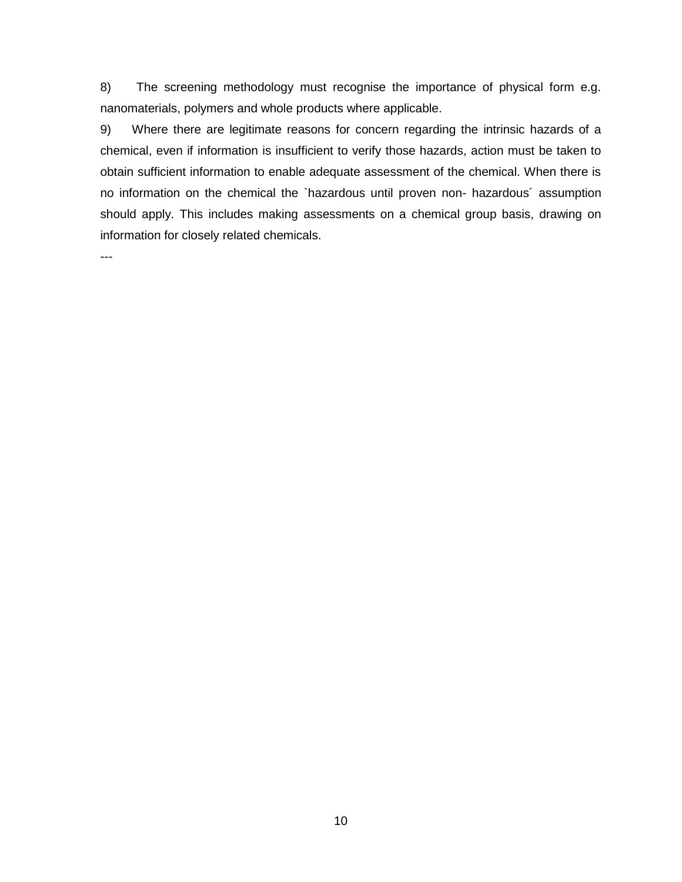8) The screening methodology must recognise the importance of physical form e.g. nanomaterials, polymers and whole products where applicable.

9) Where there are legitimate reasons for concern regarding the intrinsic hazards of a chemical, even if information is insufficient to verify those hazards, action must be taken to obtain sufficient information to enable adequate assessment of the chemical. When there is no information on the chemical the `hazardous until proven non- hazardous´ assumption should apply. This includes making assessments on a chemical group basis, drawing on information for closely related chemicals.

---